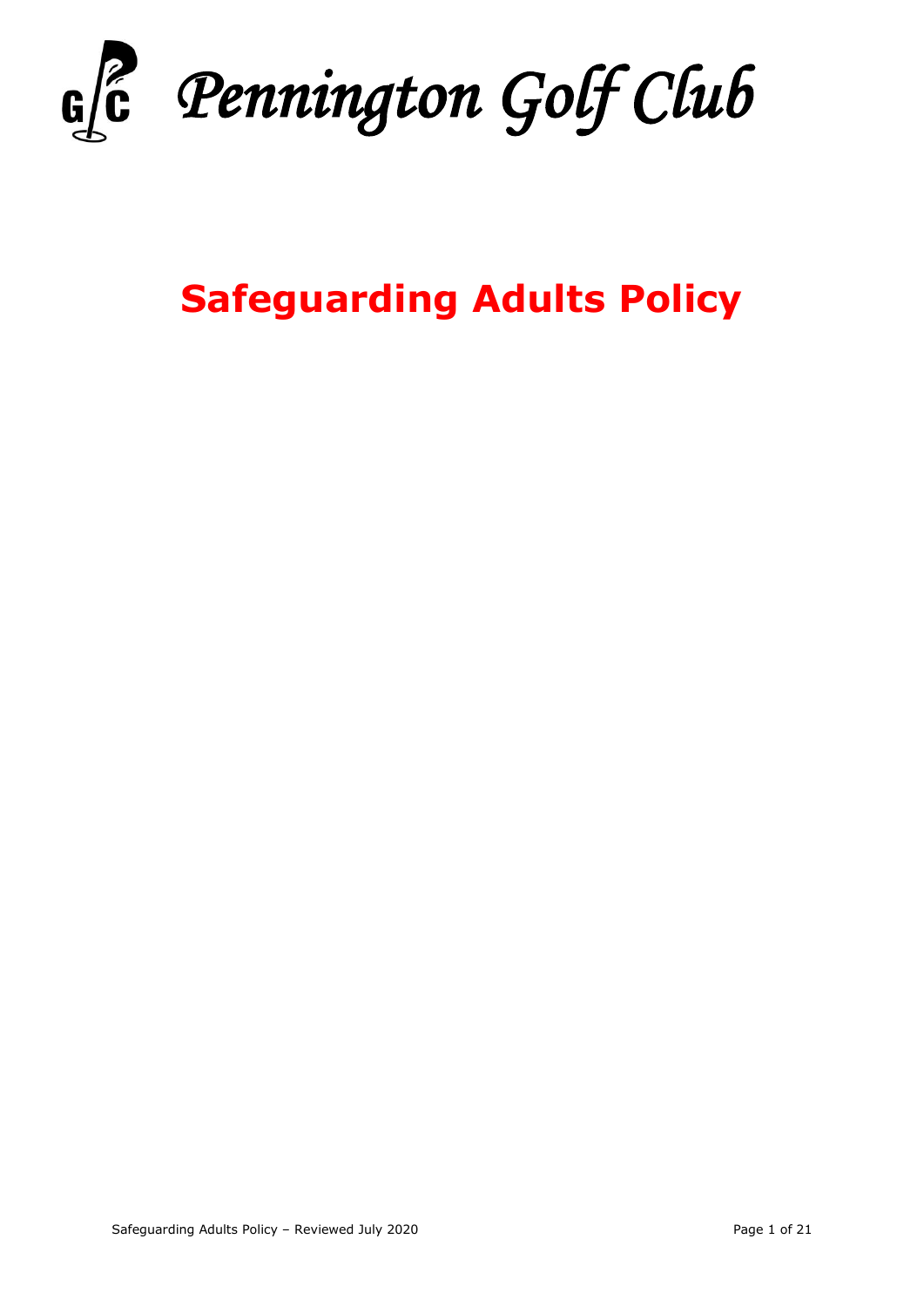# Pennington Golf Club

## Safeguarding Adults Policy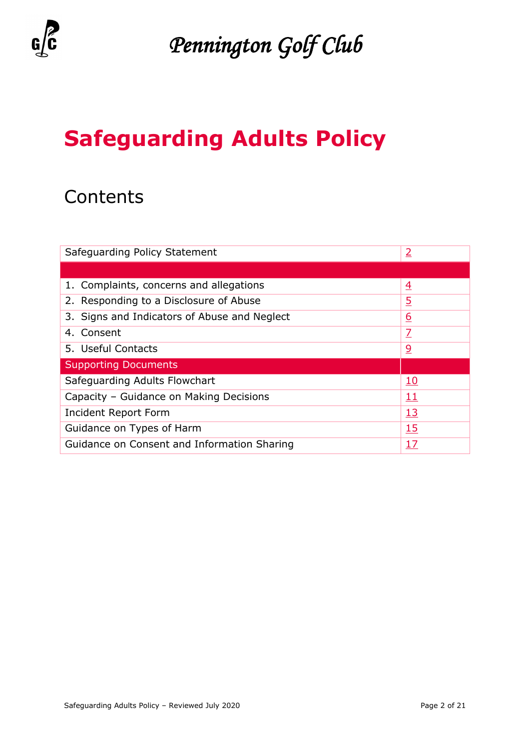Pennington Golf Club

# Safeguarding Adults Policy

## Contents

| | |
|---|---|
| Safeguarding Policy Statement | 2 |
| | |
| 1. Complaints, concerns and allegations | 4 |
| 2. Responding to a Disclosure of Abuse | 5 |
| 3. Signs and Indicators of Abuse and Neglect | 6 |
| 4. Consent | 7 |
| 5. Useful Contacts | 9 |
| Supporting Documents | |
| Safeguarding Adults Flowchart | 10 |
| Capacity – Guidance on Making Decisions | 11 |
| Incident Report Form | 13 |
| Guidance on Types of Harm | 15 |
| Guidance on Consent and Information Sharing | 17 |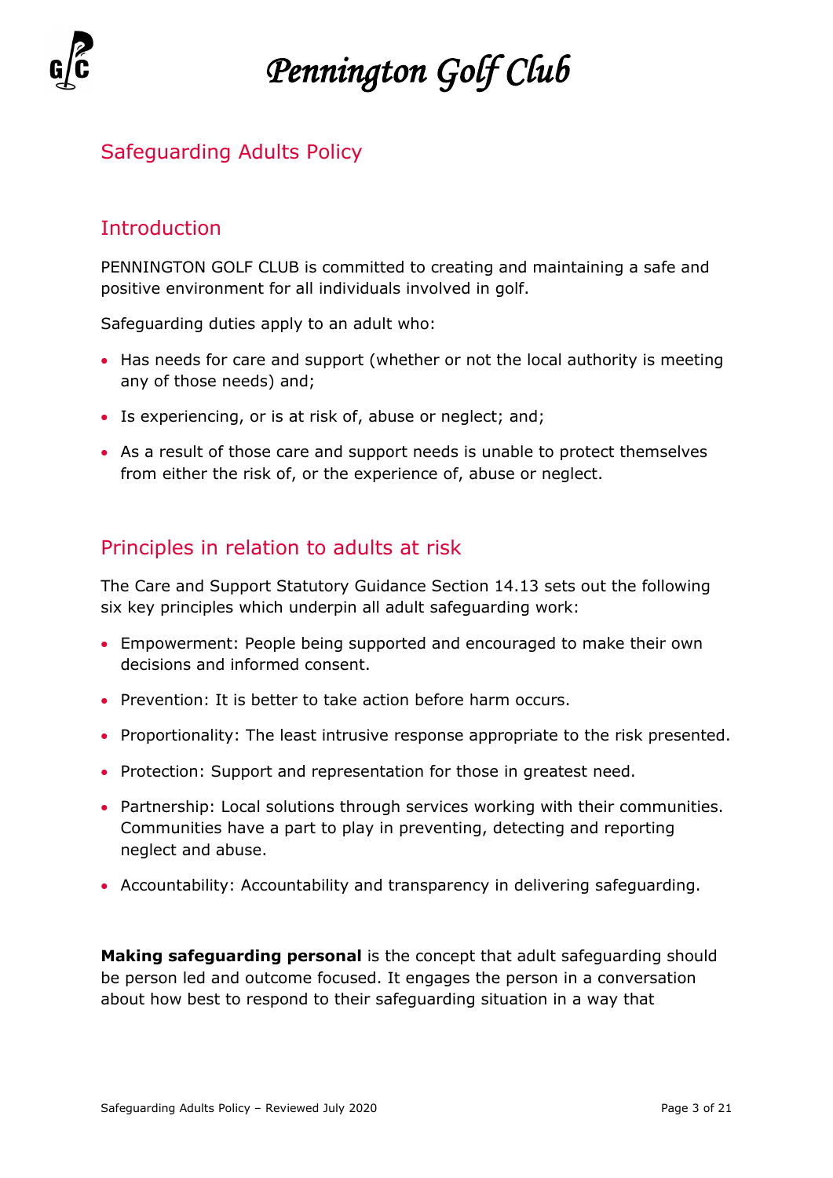# Pennington Golf Club

## Safeguarding Adults Policy

## Introduction

PENNINGTON GOLF CLUB is committed to creating and maintaining a safe and positive environment for all individuals involved in golf.

Safeguarding duties apply to an adult who:

- Has needs for care and support (whether or not the local authority is meeting any of those needs) and;
- Is experiencing, or is at risk of, abuse or neglect; and;
- As a result of those care and support needs is unable to protect themselves from either the risk of, or the experience of, abuse or neglect.

## Principles in relation to adults at risk

The Care and Support Statutory Guidance Section 14.13 sets out the following six key principles which underpin all adult safeguarding work:

- Empowerment: People being supported and encouraged to make their own decisions and informed consent.
- Prevention: It is better to take action before harm occurs.
- Proportionality: The least intrusive response appropriate to the risk presented.
- Protection: Support and representation for those in greatest need.
- Partnership: Local solutions through services working with their communities. Communities have a part to play in preventing, detecting and reporting neglect and abuse.
- Accountability: Accountability and transparency in delivering safeguarding.

**Making safeguarding personal** is the concept that adult safeguarding should be person led and outcome focused. It engages the person in a conversation about how best to respond to their safeguarding situation in a way that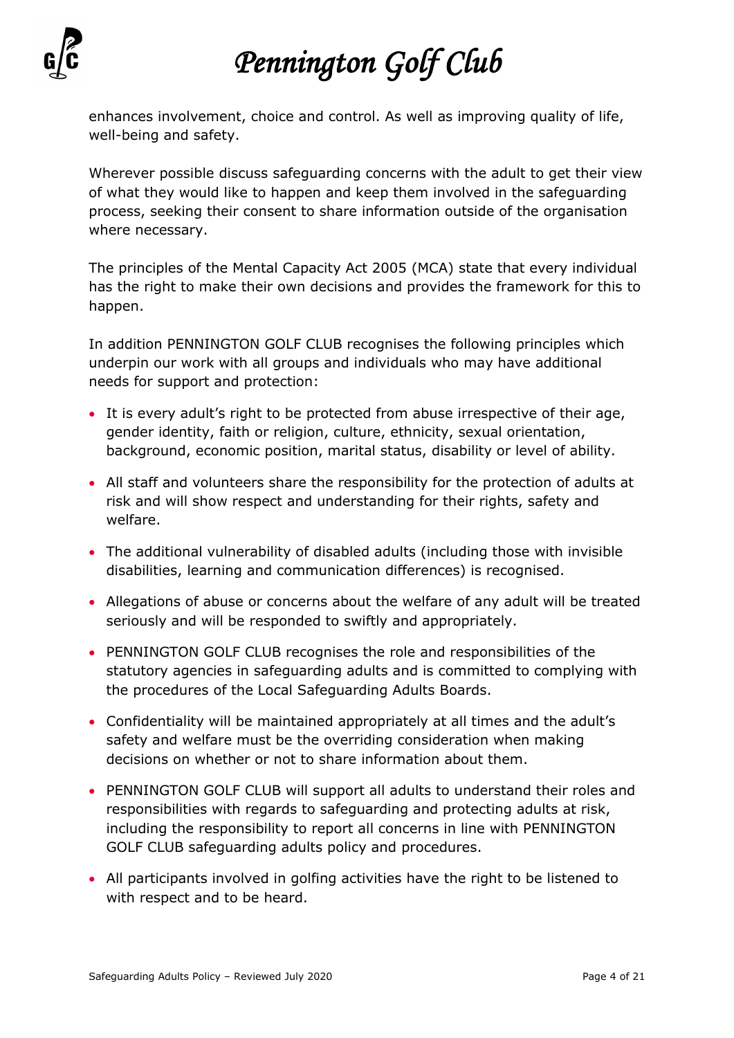enhances involvement, choice and control. As well as improving quality of life, well-being and safety.

Wherever possible discuss safeguarding concerns with the adult to get their view of what they would like to happen and keep them involved in the safeguarding process, seeking their consent to share information outside of the organisation where necessary.

The principles of the Mental Capacity Act 2005 (MCA) state that every individual has the right to make their own decisions and provides the framework for this to happen.

In addition PENNINGTON GOLF CLUB recognises the following principles which underpin our work with all groups and individuals who may have additional needs for support and protection:

- It is every adult's right to be protected from abuse irrespective of their age, gender identity, faith or religion, culture, ethnicity, sexual orientation, background, economic position, marital status, disability or level of ability.
- All staff and volunteers share the responsibility for the protection of adults at risk and will show respect and understanding for their rights, safety and welfare.
- The additional vulnerability of disabled adults (including those with invisible disabilities, learning and communication differences) is recognised.
- Allegations of abuse or concerns about the welfare of any adult will be treated seriously and will be responded to swiftly and appropriately.
- PENNINGTON GOLF CLUB recognises the role and responsibilities of the statutory agencies in safeguarding adults and is committed to complying with the procedures of the Local Safeguarding Adults Boards.
- Confidentiality will be maintained appropriately at all times and the adult's safety and welfare must be the overriding consideration when making decisions on whether or not to share information about them.
- PENNINGTON GOLF CLUB will support all adults to understand their roles and responsibilities with regards to safeguarding and protecting adults at risk, including the responsibility to report all concerns in line with PENNINGTON GOLF CLUB safeguarding adults policy and procedures.
- All participants involved in golfing activities have the right to be listened to with respect and to be heard.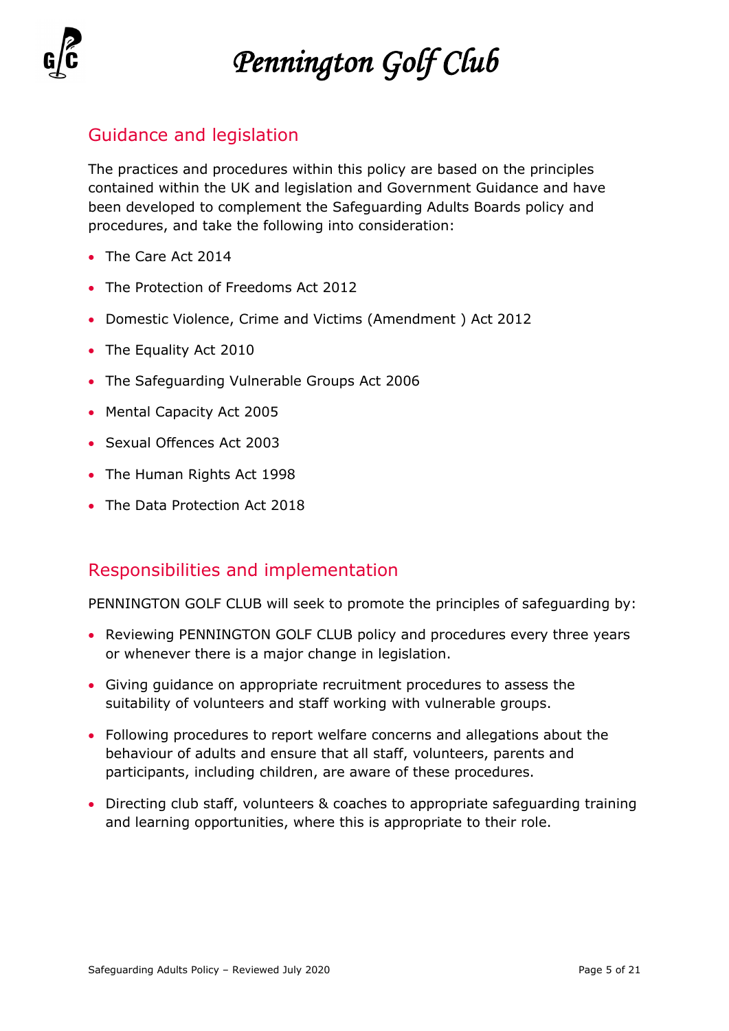## Guidance and legislation

The practices and procedures within this policy are based on the principles contained within the UK and legislation and Government Guidance and have been developed to complement the Safeguarding Adults Boards policy and procedures, and take the following into consideration:

- The Care Act 2014
- The Protection of Freedoms Act 2012
- Domestic Violence, Crime and Victims (Amendment ) Act 2012
- The Equality Act 2010
- The Safeguarding Vulnerable Groups Act 2006
- Mental Capacity Act 2005
- Sexual Offences Act 2003
- The Human Rights Act 1998
- The Data Protection Act 2018

## Responsibilities and implementation

PENNINGTON GOLF CLUB will seek to promote the principles of safeguarding by:

- Reviewing PENNINGTON GOLF CLUB policy and procedures every three years or whenever there is a major change in legislation.
- Giving guidance on appropriate recruitment procedures to assess the suitability of volunteers and staff working with vulnerable groups.
- Following procedures to report welfare concerns and allegations about the behaviour of adults and ensure that all staff, volunteers, parents and participants, including children, are aware of these procedures.
- Directing club staff, volunteers & coaches to appropriate safeguarding training and learning opportunities, where this is appropriate to their role.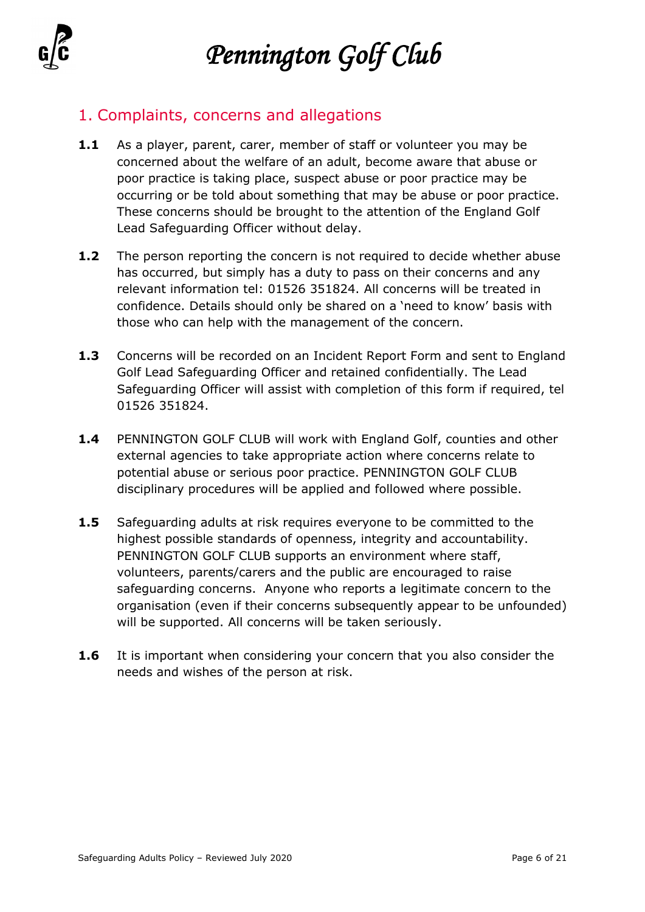## 1. Complaints, concerns and allegations

**1.1** As a player, parent, carer, member of staff or volunteer you may be concerned about the welfare of an adult, become aware that abuse or poor practice is taking place, suspect abuse or poor practice may be occurring or be told about something that may be abuse or poor practice. These concerns should be brought to the attention of the England Golf Lead Safeguarding Officer without delay.

**1.2** The person reporting the concern is not required to decide whether abuse has occurred, but simply has a duty to pass on their concerns and any relevant information tel: 01526 351824. All concerns will be treated in confidence. Details should only be shared on a 'need to know' basis with those who can help with the management of the concern.

**1.3** Concerns will be recorded on an Incident Report Form and sent to England Golf Lead Safeguarding Officer and retained confidentially. The Lead Safeguarding Officer will assist with completion of this form if required, tel 01526 351824.

**1.4** PENNINGTON GOLF CLUB will work with England Golf, counties and other external agencies to take appropriate action where concerns relate to potential abuse or serious poor practice. PENNINGTON GOLF CLUB disciplinary procedures will be applied and followed where possible.

**1.5** Safeguarding adults at risk requires everyone to be committed to the highest possible standards of openness, integrity and accountability. PENNINGTON GOLF CLUB supports an environment where staff, volunteers, parents/carers and the public are encouraged to raise safeguarding concerns. Anyone who reports a legitimate concern to the organisation (even if their concerns subsequently appear to be unfounded) will be supported. All concerns will be taken seriously.

**1.6** It is important when considering your concern that you also consider the needs and wishes of the person at risk.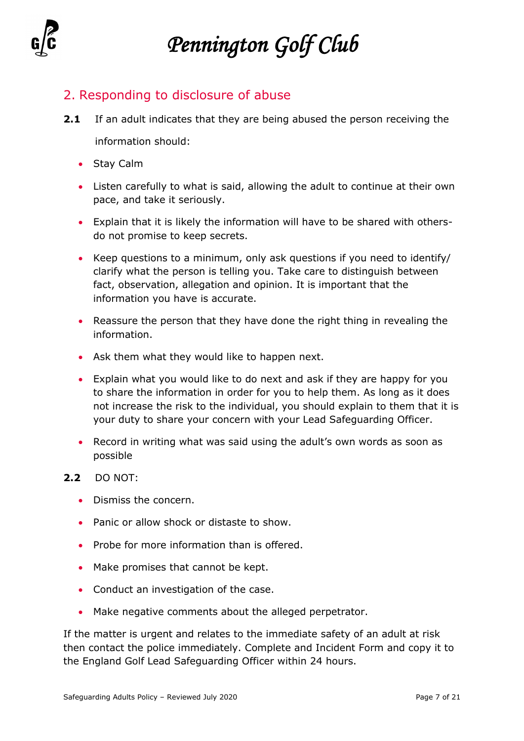## 2. Responding to disclosure of abuse

**2.1** If an adult indicates that they are being abused the person receiving the information should:

- Stay Calm
- Listen carefully to what is said, allowing the adult to continue at their own pace, and take it seriously.
- Explain that it is likely the information will have to be shared with others- do not promise to keep secrets.
- Keep questions to a minimum, only ask questions if you need to identify/ clarify what the person is telling you. Take care to distinguish between fact, observation, allegation and opinion. It is important that the information you have is accurate.
- Reassure the person that they have done the right thing in revealing the information.
- Ask them what they would like to happen next.
- Explain what you would like to do next and ask if they are happy for you to share the information in order for you to help them. As long as it does not increase the risk to the individual, you should explain to them that it is your duty to share your concern with your Lead Safeguarding Officer.
- Record in writing what was said using the adult's own words as soon as possible

**2.2** DO NOT:

- Dismiss the concern.
- Panic or allow shock or distaste to show.
- Probe for more information than is offered.
- Make promises that cannot be kept.
- Conduct an investigation of the case.
- Make negative comments about the alleged perpetrator.

If the matter is urgent and relates to the immediate safety of an adult at risk then contact the police immediately. Complete and Incident Form and copy it to the England Golf Lead Safeguarding Officer within 24 hours.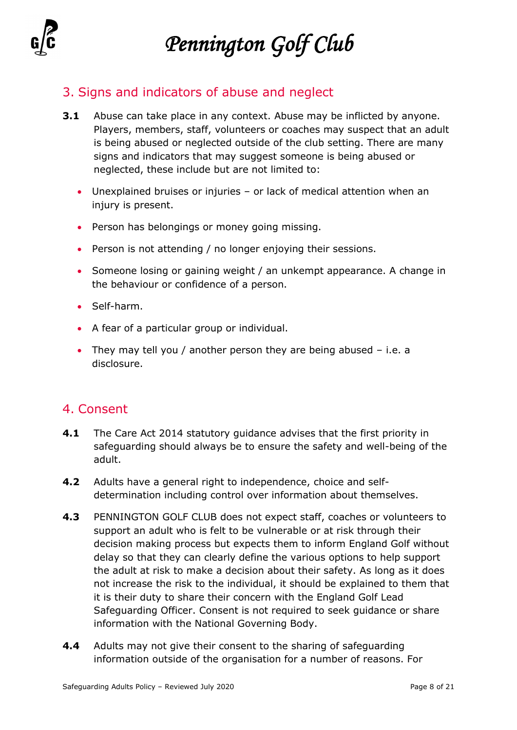## 3. Signs and indicators of abuse and neglect

**3.1** Abuse can take place in any context. Abuse may be inflicted by anyone. Players, members, staff, volunteers or coaches may suspect that an adult is being abused or neglected outside of the club setting. There are many signs and indicators that may suggest someone is being abused or neglected, these include but are not limited to:

- Unexplained bruises or injuries – or lack of medical attention when an injury is present.
- Person has belongings or money going missing.
- Person is not attending / no longer enjoying their sessions.
- Someone losing or gaining weight / an unkempt appearance. A change in the behaviour or confidence of a person.
- Self-harm.
- A fear of a particular group or individual.
- They may tell you / another person they are being abused – i.e. a disclosure.

## 4. Consent

**4.1** The Care Act 2014 statutory guidance advises that the first priority in safeguarding should always be to ensure the safety and well-being of the adult.

**4.2** Adults have a general right to independence, choice and self-determination including control over information about themselves.

**4.3** PENNINGTON GOLF CLUB does not expect staff, coaches or volunteers to support an adult who is felt to be vulnerable or at risk through their decision making process but expects them to inform England Golf without delay so that they can clearly define the various options to help support the adult at risk to make a decision about their safety. As long as it does not increase the risk to the individual, it should be explained to them that it is their duty to share their concern with the England Golf Lead Safeguarding Officer. Consent is not required to seek guidance or share information with the National Governing Body.

**4.4** Adults may not give their consent to the sharing of safeguarding information outside of the organisation for a number of reasons. For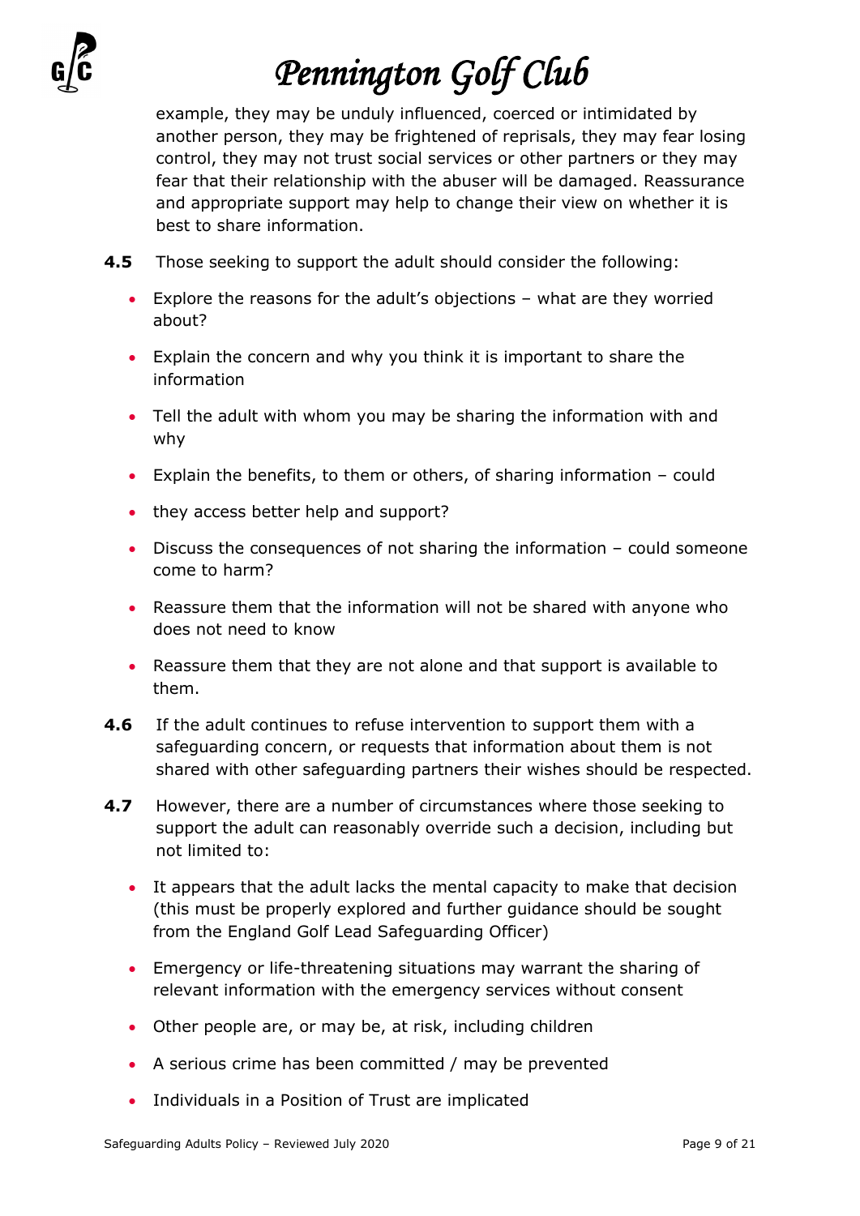example, they may be unduly influenced, coerced or intimidated by another person, they may be frightened of reprisals, they may fear losing control, they may not trust social services or other partners or they may fear that their relationship with the abuser will be damaged. Reassurance and appropriate support may help to change their view on whether it is best to share information.

**4.5** Those seeking to support the adult should consider the following:

- Explore the reasons for the adult's objections – what are they worried about?
- Explain the concern and why you think it is important to share the information
- Tell the adult with whom you may be sharing the information with and why
- Explain the benefits, to them or others, of sharing information – could
- they access better help and support?
- Discuss the consequences of not sharing the information – could someone come to harm?
- Reassure them that the information will not be shared with anyone who does not need to know
- Reassure them that they are not alone and that support is available to them.

**4.6** If the adult continues to refuse intervention to support them with a safeguarding concern, or requests that information about them is not shared with other safeguarding partners their wishes should be respected.

**4.7** However, there are a number of circumstances where those seeking to support the adult can reasonably override such a decision, including but not limited to:

- It appears that the adult lacks the mental capacity to make that decision (this must be properly explored and further guidance should be sought from the England Golf Lead Safeguarding Officer)
- Emergency or life-threatening situations may warrant the sharing of relevant information with the emergency services without consent
- Other people are, or may be, at risk, including children
- A serious crime has been committed / may be prevented
- Individuals in a Position of Trust are implicated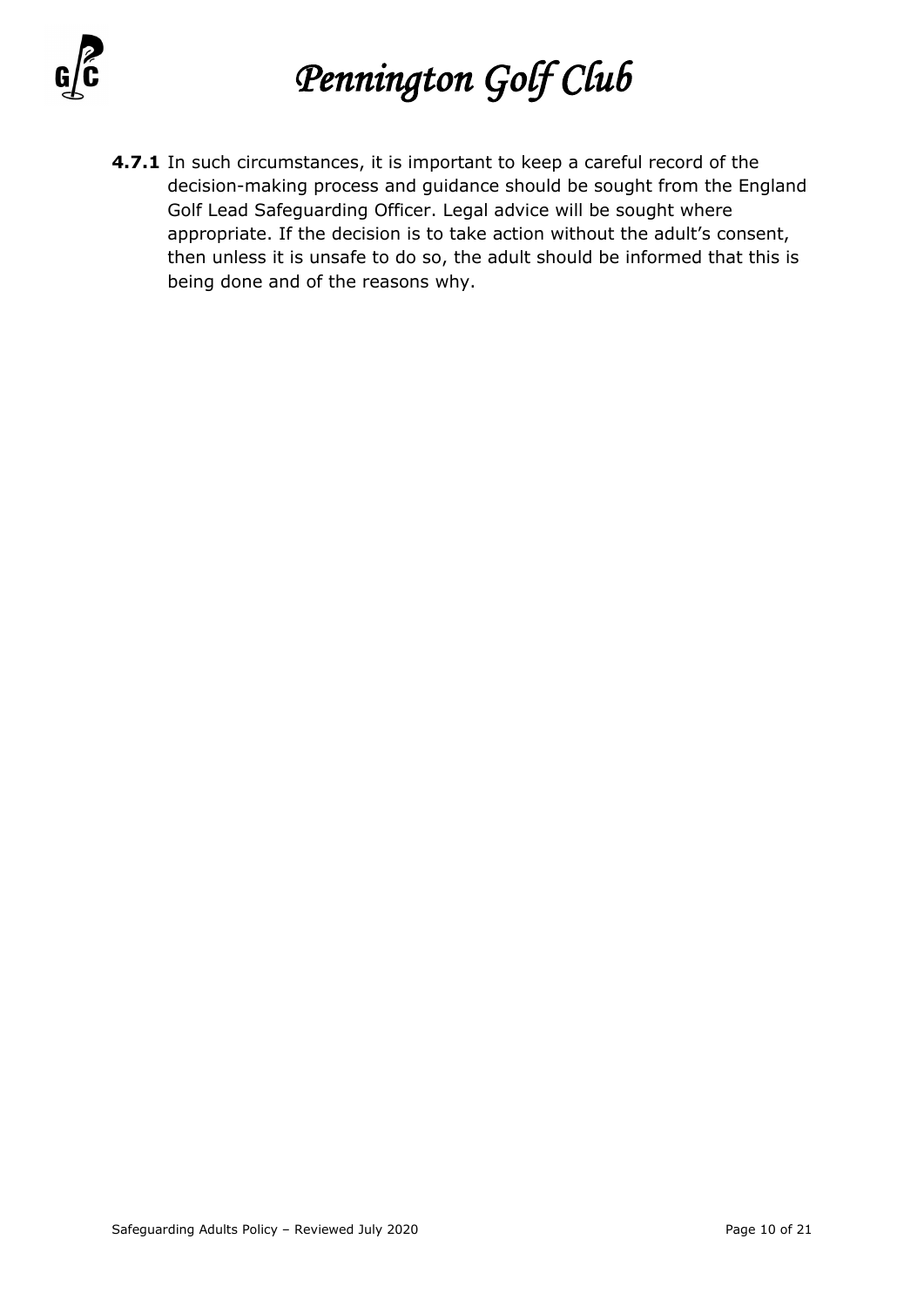**4.7.1** In such circumstances, it is important to keep a careful record of the decision-making process and guidance should be sought from the England Golf Lead Safeguarding Officer. Legal advice will be sought where appropriate. If the decision is to take action without the adult's consent, then unless it is unsafe to do so, the adult should be informed that this is being done and of the reasons why.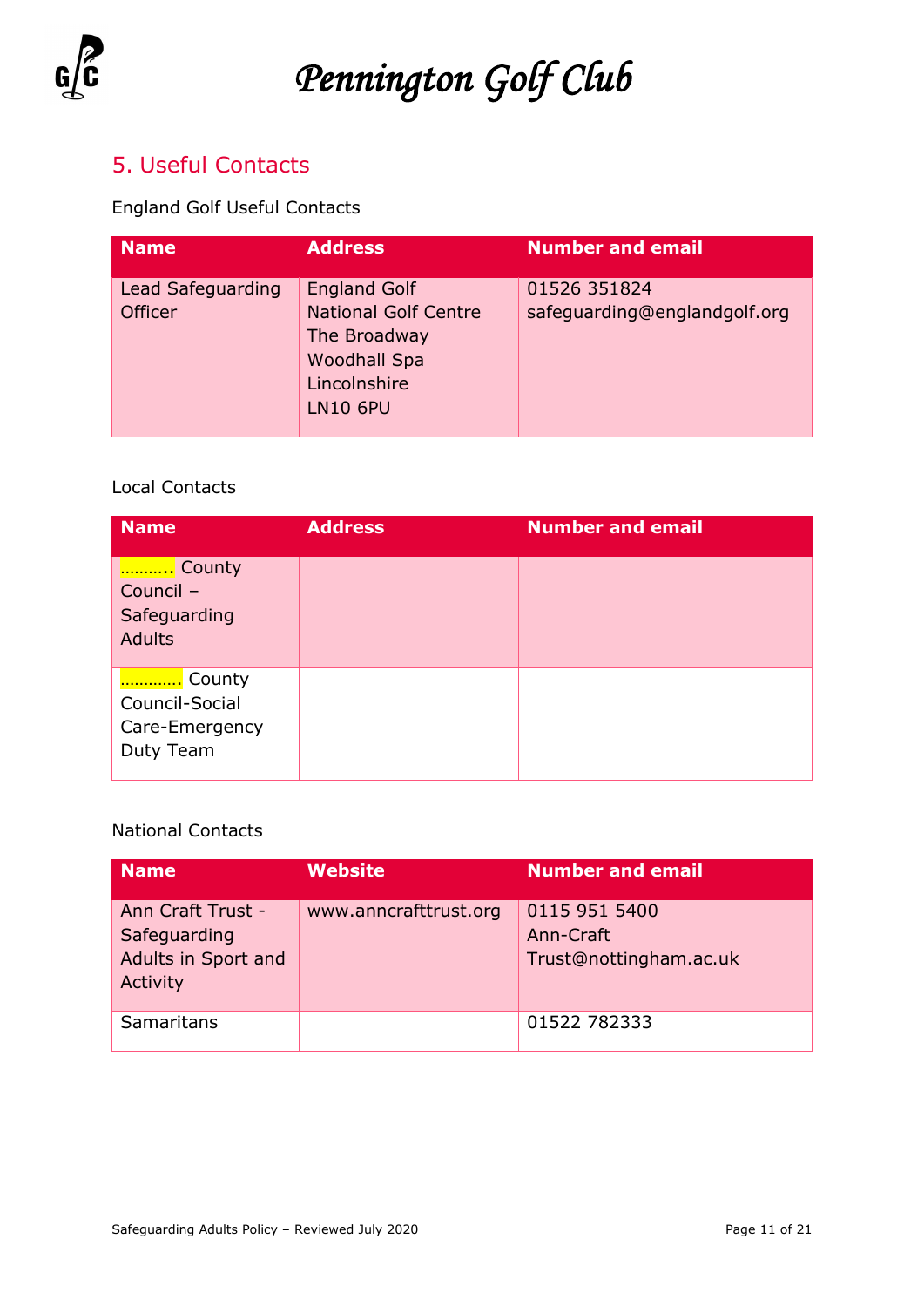## 5. Useful Contacts

England Golf Useful Contacts

| Name | Address | Number and email |
|---|---|---|
| Lead Safeguarding Officer | England Golf<br>National Golf Centre<br>The Broadway<br>Woodhall Spa<br>Lincolnshire<br>LN10 6PU | 01526 351824<br>safeguarding@englandgolf.org |

Local Contacts

| Name | Address | Number and email |
|---|---|---|
| ……….. County Council – Safeguarding Adults | | |
| …………. County Council-Social Care-Emergency Duty Team | | |

National Contacts

| Name | Website | Number and email |
|---|---|---|
| Ann Craft Trust - Safeguarding Adults in Sport and Activity | www.anncrafttrust.org | 0115 951 5400<br>Ann-Craft Trust@nottingham.ac.uk |
| Samaritans | | 01522 782333 |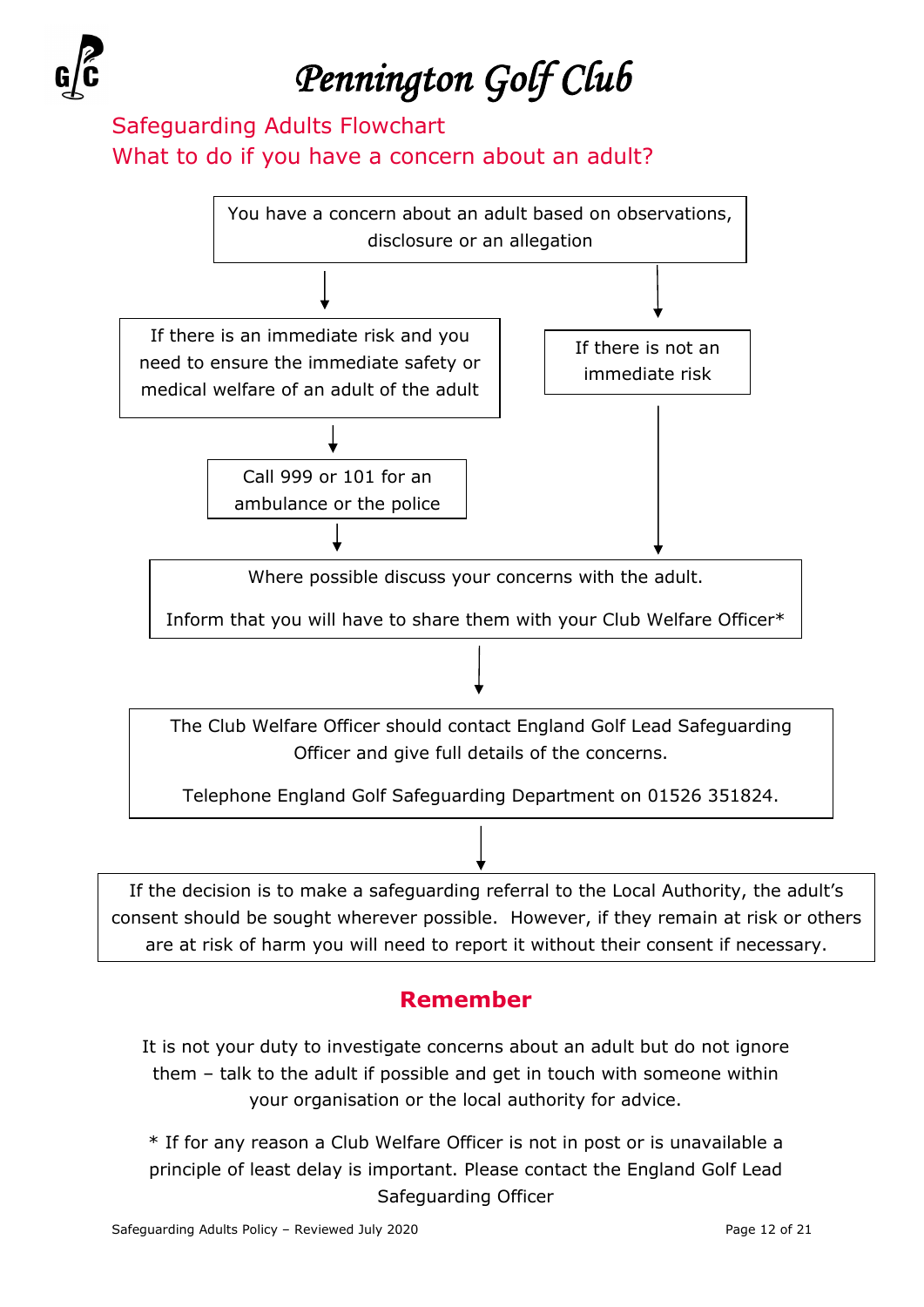# Pennington Golf Club

## Safeguarding Adults Flowchart

## What to do if you have a concern about an adult?

You have a concern about an adult based on observations, disclosure or an allegation

↓

**If there is an immediate risk and you need to ensure the immediate safety or medical welfare of an adult of the adult**

↓

Call 999 or 101 for an ambulance or the police

↓

**If there is not an immediate risk**

↓

Where possible discuss your concerns with the adult.

Inform that you will have to share them with your Club Welfare Officer*

↓

The Club Welfare Officer should contact England Golf Lead Safeguarding Officer and give full details of the concerns.

Telephone England Golf Safeguarding Department on 01526 351824.

↓

If the decision is to make a safeguarding referral to the Local Authority, the adult's consent should be sought wherever possible. However, if they remain at risk or others are at risk of harm you will need to report it without their consent if necessary.

## Remember

It is not your duty to investigate concerns about an adult but do not ignore them – talk to the adult if possible and get in touch with someone within your organisation or the local authority for advice.

* If for any reason a Club Welfare Officer is not in post or is unavailable a principle of least delay is important. Please contact the England Golf Lead Safeguarding Officer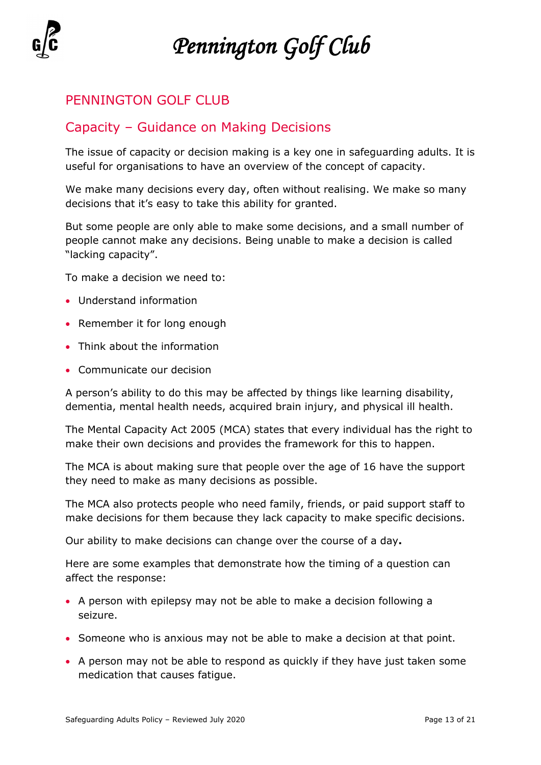## PENNINGTON GOLF CLUB

## Capacity – Guidance on Making Decisions

The issue of capacity or decision making is a key one in safeguarding adults. It is useful for organisations to have an overview of the concept of capacity.

We make many decisions every day, often without realising. We make so many decisions that it's easy to take this ability for granted.

But some people are only able to make some decisions, and a small number of people cannot make any decisions. Being unable to make a decision is called "lacking capacity".

To make a decision we need to:

- Understand information
- Remember it for long enough
- Think about the information
- Communicate our decision

A person's ability to do this may be affected by things like learning disability, dementia, mental health needs, acquired brain injury, and physical ill health.

The Mental Capacity Act 2005 (MCA) states that every individual has the right to make their own decisions and provides the framework for this to happen.

The MCA is about making sure that people over the age of 16 have the support they need to make as many decisions as possible.

The MCA also protects people who need family, friends, or paid support staff to make decisions for them because they lack capacity to make specific decisions.

Our ability to make decisions can change over the course of a day**.**

Here are some examples that demonstrate how the timing of a question can affect the response:

- A person with epilepsy may not be able to make a decision following a seizure.
- Someone who is anxious may not be able to make a decision at that point.
- A person may not be able to respond as quickly if they have just taken some medication that causes fatigue.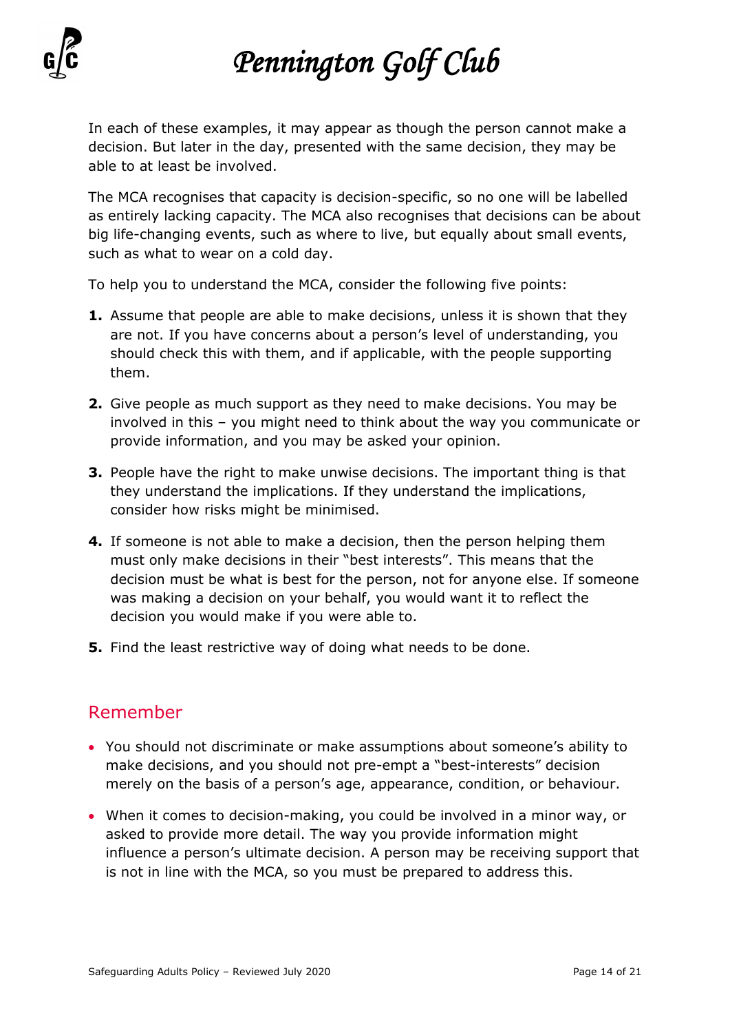In each of these examples, it may appear as though the person cannot make a decision. But later in the day, presented with the same decision, they may be able to at least be involved.

The MCA recognises that capacity is decision-specific, so no one will be labelled as entirely lacking capacity. The MCA also recognises that decisions can be about big life-changing events, such as where to live, but equally about small events, such as what to wear on a cold day.

To help you to understand the MCA, consider the following five points:

1. Assume that people are able to make decisions, unless it is shown that they are not. If you have concerns about a person's level of understanding, you should check this with them, and if applicable, with the people supporting them.
2. Give people as much support as they need to make decisions. You may be involved in this – you might need to think about the way you communicate or provide information, and you may be asked your opinion.
3. People have the right to make unwise decisions. The important thing is that they understand the implications. If they understand the implications, consider how risks might be minimised.
4. If someone is not able to make a decision, then the person helping them must only make decisions in their "best interests". This means that the decision must be what is best for the person, not for anyone else. If someone was making a decision on your behalf, you would want it to reflect the decision you would make if you were able to.
5. Find the least restrictive way of doing what needs to be done.

## Remember

- You should not discriminate or make assumptions about someone's ability to make decisions, and you should not pre-empt a "best-interests" decision merely on the basis of a person's age, appearance, condition, or behaviour.
- When it comes to decision-making, you could be involved in a minor way, or asked to provide more detail. The way you provide information might influence a person's ultimate decision. A person may be receiving support that is not in line with the MCA, so you must be prepared to address this.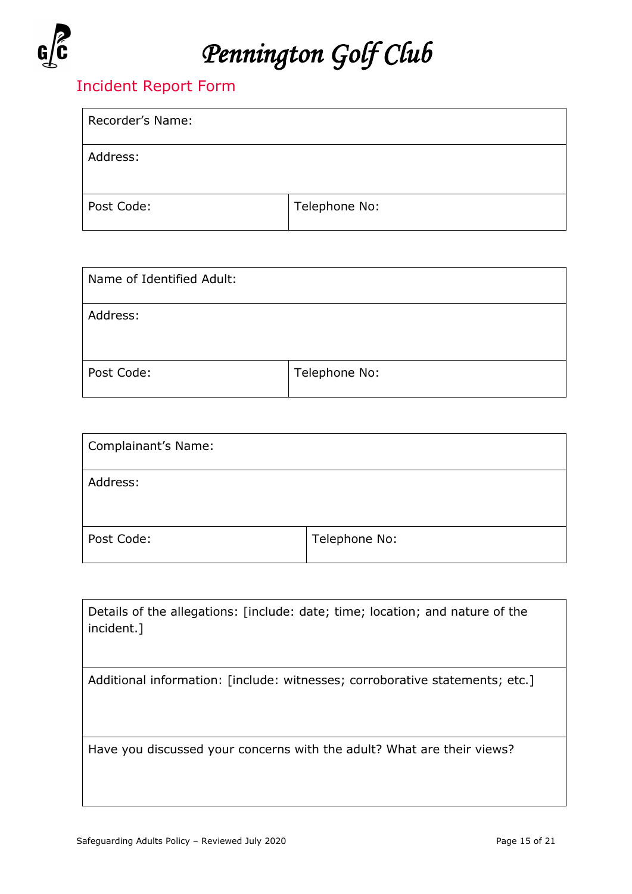# Pennington Golf Club

## Incident Report Form

| | |
|---|---|
| Recorder's Name: | |
| Address: | |
| Post Code: | Telephone No: |

| | |
|---|---|
| Name of Identified Adult: | |
| Address: | |
| Post Code: | Telephone No: |

| | |
|---|---|
| Complainant's Name: | |
| Address: | |
| Post Code: | Telephone No: |

| |
|---|
| Details of the allegations: [include: date; time; location; and nature of the incident.] |
| Additional information: [include: witnesses; corroborative statements; etc.] |
| Have you discussed your concerns with the adult? What are their views? |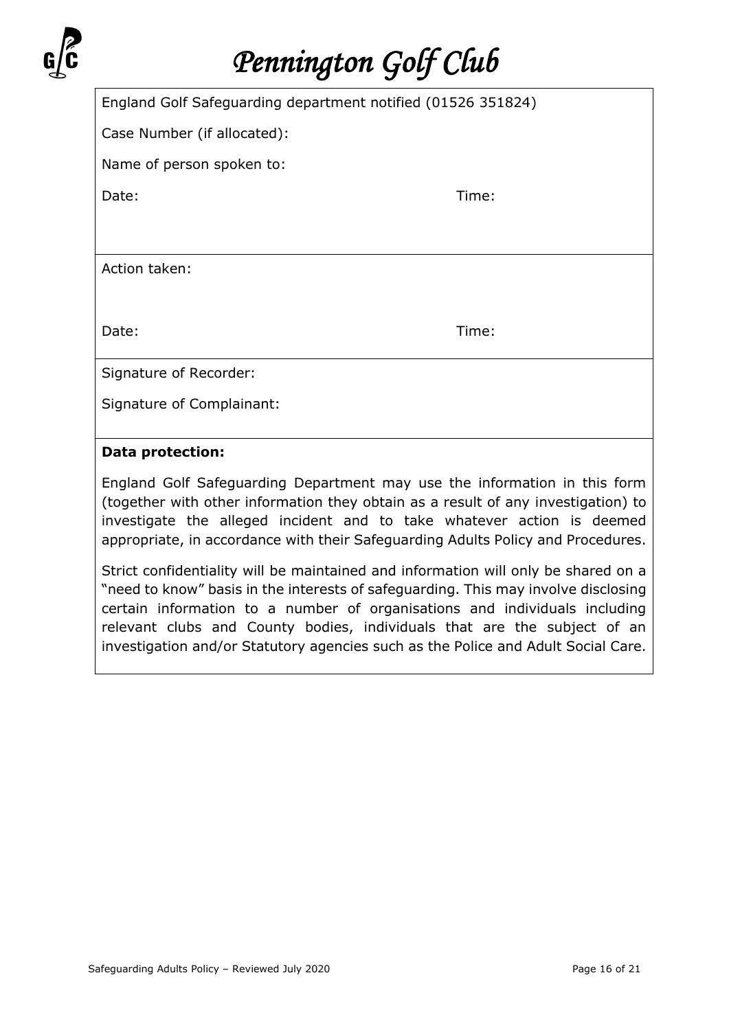# Pennington Golf Club

England Golf Safeguarding department notified (01526 351824)

Case Number (if allocated):

Name of person spoken to:

Date: Time:

Action taken:

Date: Time:

Signature of Recorder:

Signature of Complainant:

**Data protection:**

England Golf Safeguarding Department may use the information in this form (together with other information they obtain as a result of any investigation) to investigate the alleged incident and to take whatever action is deemed appropriate, in accordance with their Safeguarding Adults Policy and Procedures.

Strict confidentiality will be maintained and information will only be shared on a "need to know" basis in the interests of safeguarding. This may involve disclosing certain information to a number of organisations and individuals including relevant clubs and County bodies, individuals that are the subject of an investigation and/or Statutory agencies such as the Police and Adult Social Care.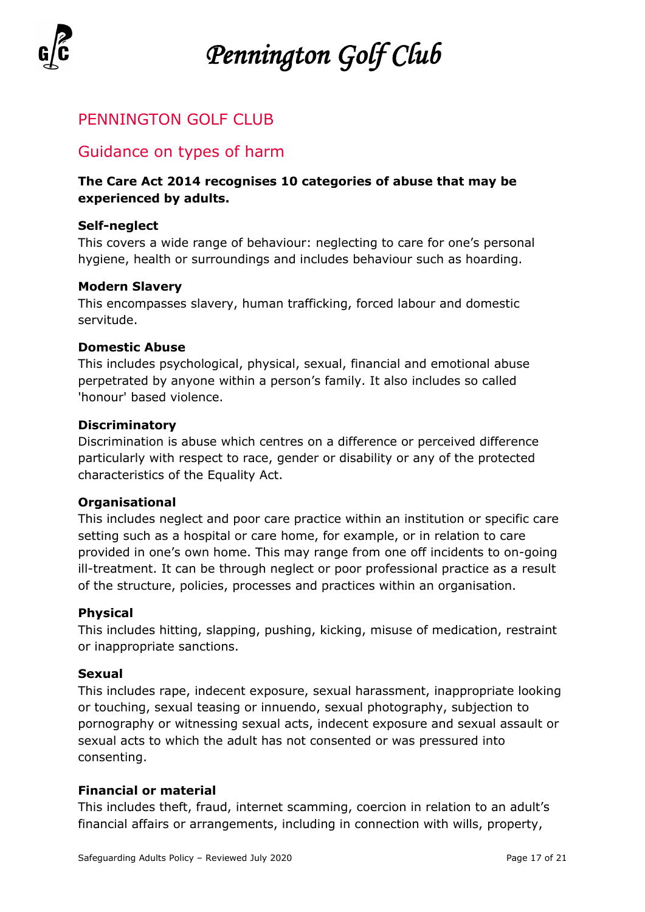## PENNINGTON GOLF CLUB

## Guidance on types of harm

**The Care Act 2014 recognises 10 categories of abuse that may be experienced by adults.**

**Self-neglect**
This covers a wide range of behaviour: neglecting to care for one's personal hygiene, health or surroundings and includes behaviour such as hoarding.

**Modern Slavery**
This encompasses slavery, human trafficking, forced labour and domestic servitude.

**Domestic Abuse**
This includes psychological, physical, sexual, financial and emotional abuse perpetrated by anyone within a person's family. It also includes so called 'honour' based violence.

**Discriminatory**
Discrimination is abuse which centres on a difference or perceived difference particularly with respect to race, gender or disability or any of the protected characteristics of the Equality Act.

**Organisational**
This includes neglect and poor care practice within an institution or specific care setting such as a hospital or care home, for example, or in relation to care provided in one's own home. This may range from one off incidents to on-going ill-treatment. It can be through neglect or poor professional practice as a result of the structure, policies, processes and practices within an organisation.

**Physical**
This includes hitting, slapping, pushing, kicking, misuse of medication, restraint or inappropriate sanctions.

**Sexual**
This includes rape, indecent exposure, sexual harassment, inappropriate looking or touching, sexual teasing or innuendo, sexual photography, subjection to pornography or witnessing sexual acts, indecent exposure and sexual assault or sexual acts to which the adult has not consented or was pressured into consenting.

**Financial or material**
This includes theft, fraud, internet scamming, coercion in relation to an adult's financial affairs or arrangements, including in connection with wills, property,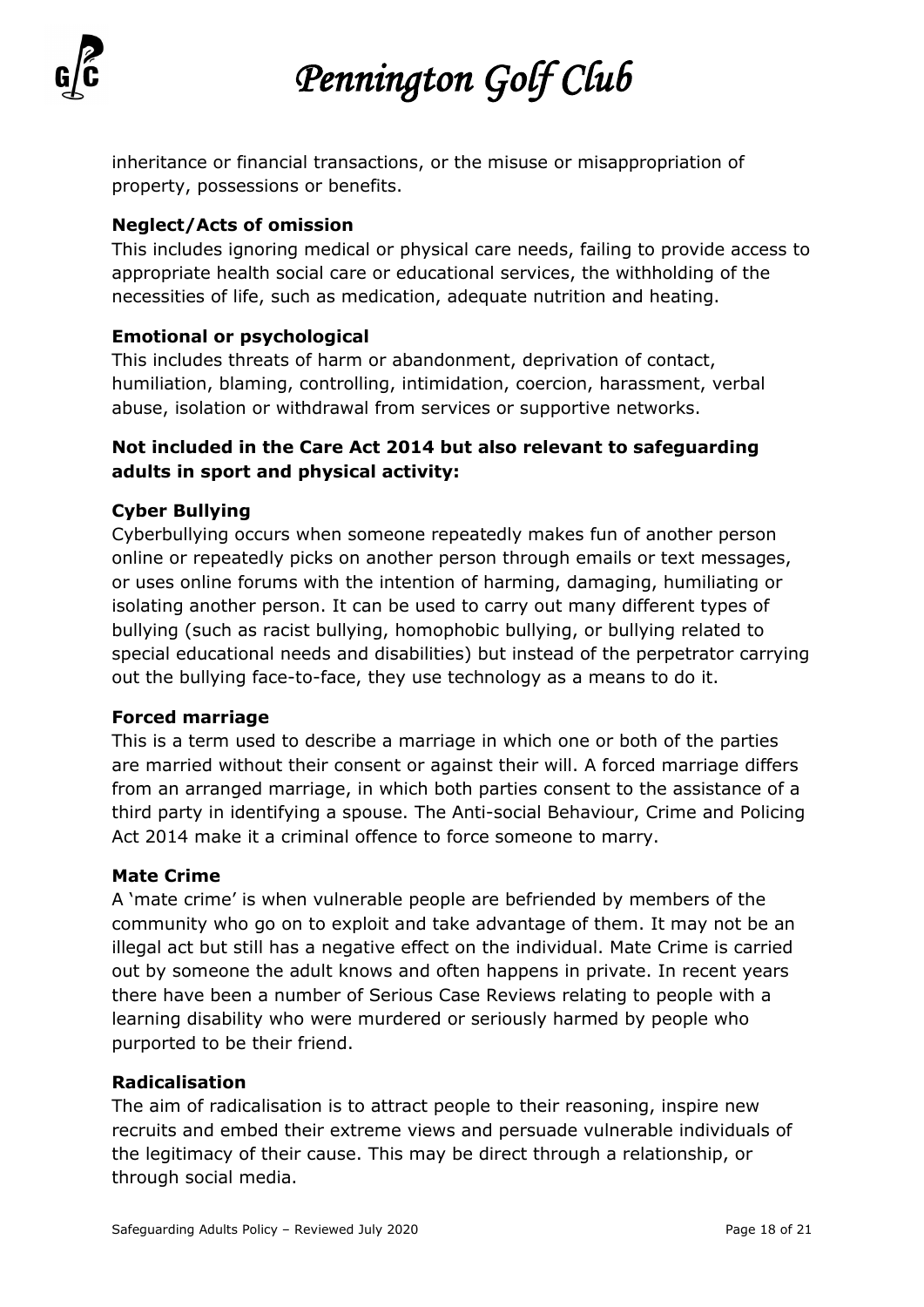inheritance or financial transactions, or the misuse or misappropriation of property, possessions or benefits.

**Neglect/Acts of omission**
This includes ignoring medical or physical care needs, failing to provide access to appropriate health social care or educational services, the withholding of the necessities of life, such as medication, adequate nutrition and heating.

**Emotional or psychological**
This includes threats of harm or abandonment, deprivation of contact, humiliation, blaming, controlling, intimidation, coercion, harassment, verbal abuse, isolation or withdrawal from services or supportive networks.

**Not included in the Care Act 2014 but also relevant to safeguarding adults in sport and physical activity:**

**Cyber Bullying**
Cyberbullying occurs when someone repeatedly makes fun of another person online or repeatedly picks on another person through emails or text messages, or uses online forums with the intention of harming, damaging, humiliating or isolating another person. It can be used to carry out many different types of bullying (such as racist bullying, homophobic bullying, or bullying related to special educational needs and disabilities) but instead of the perpetrator carrying out the bullying face-to-face, they use technology as a means to do it.

**Forced marriage**
This is a term used to describe a marriage in which one or both of the parties are married without their consent or against their will. A forced marriage differs from an arranged marriage, in which both parties consent to the assistance of a third party in identifying a spouse. The Anti-social Behaviour, Crime and Policing Act 2014 make it a criminal offence to force someone to marry.

**Mate Crime**
A 'mate crime' is when vulnerable people are befriended by members of the community who go on to exploit and take advantage of them. It may not be an illegal act but still has a negative effect on the individual. Mate Crime is carried out by someone the adult knows and often happens in private. In recent years there have been a number of Serious Case Reviews relating to people with a learning disability who were murdered or seriously harmed by people who purported to be their friend.

**Radicalisation**
The aim of radicalisation is to attract people to their reasoning, inspire new recruits and embed their extreme views and persuade vulnerable individuals of the legitimacy of their cause. This may be direct through a relationship, or through social media.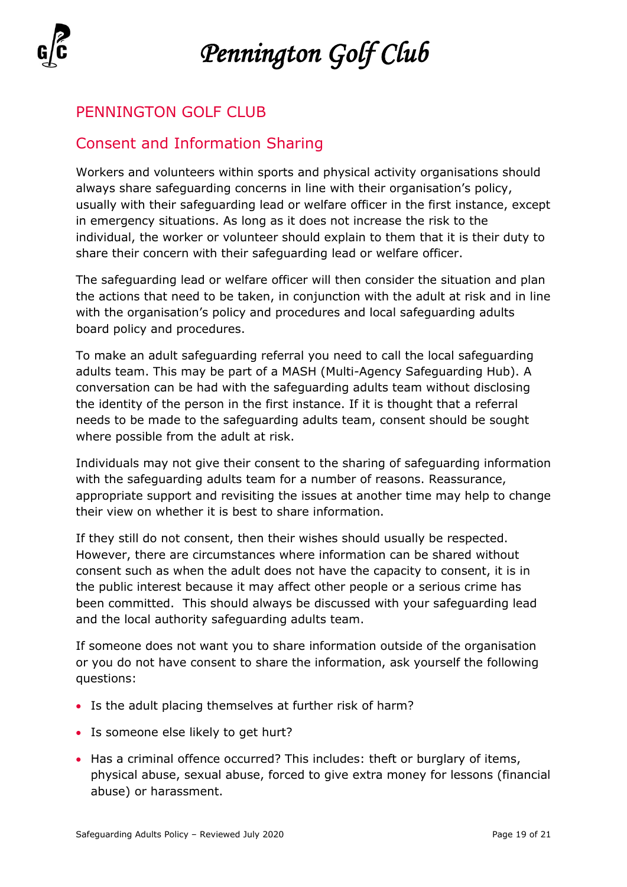## PENNINGTON GOLF CLUB

## Consent and Information Sharing

Workers and volunteers within sports and physical activity organisations should always share safeguarding concerns in line with their organisation's policy, usually with their safeguarding lead or welfare officer in the first instance, except in emergency situations. As long as it does not increase the risk to the individual, the worker or volunteer should explain to them that it is their duty to share their concern with their safeguarding lead or welfare officer.

The safeguarding lead or welfare officer will then consider the situation and plan the actions that need to be taken, in conjunction with the adult at risk and in line with the organisation's policy and procedures and local safeguarding adults board policy and procedures.

To make an adult safeguarding referral you need to call the local safeguarding adults team. This may be part of a MASH (Multi-Agency Safeguarding Hub). A conversation can be had with the safeguarding adults team without disclosing the identity of the person in the first instance. If it is thought that a referral needs to be made to the safeguarding adults team, consent should be sought where possible from the adult at risk.

Individuals may not give their consent to the sharing of safeguarding information with the safeguarding adults team for a number of reasons. Reassurance, appropriate support and revisiting the issues at another time may help to change their view on whether it is best to share information.

If they still do not consent, then their wishes should usually be respected. However, there are circumstances where information can be shared without consent such as when the adult does not have the capacity to consent, it is in the public interest because it may affect other people or a serious crime has been committed. This should always be discussed with your safeguarding lead and the local authority safeguarding adults team.

If someone does not want you to share information outside of the organisation or you do not have consent to share the information, ask yourself the following questions:

- Is the adult placing themselves at further risk of harm?
- Is someone else likely to get hurt?
- Has a criminal offence occurred? This includes: theft or burglary of items, physical abuse, sexual abuse, forced to give extra money for lessons (financial abuse) or harassment.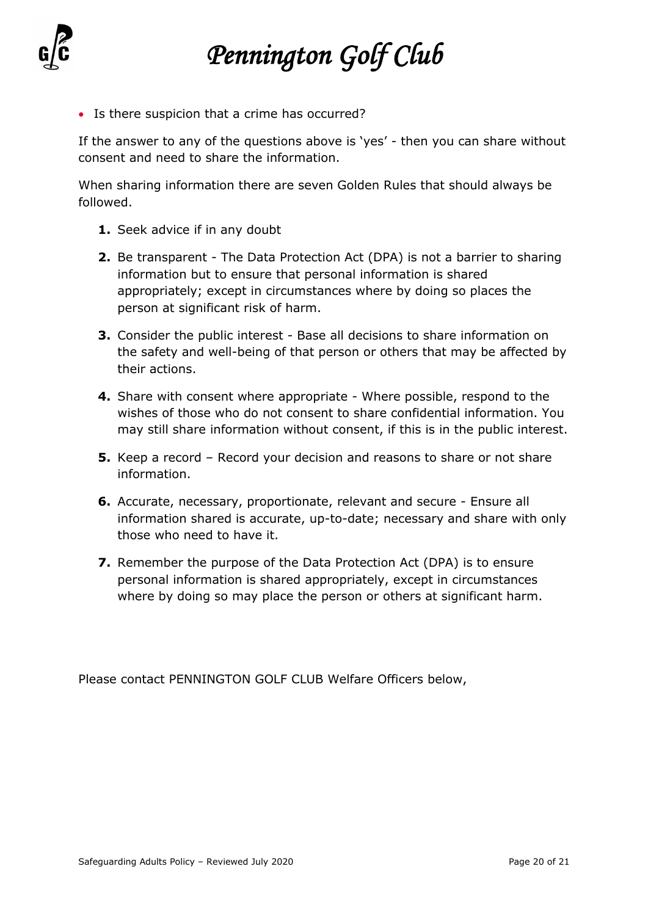- Is there suspicion that a crime has occurred?

If the answer to any of the questions above is 'yes' - then you can share without consent and need to share the information.

When sharing information there are seven Golden Rules that should always be followed.

1. Seek advice if in any doubt
2. Be transparent - The Data Protection Act (DPA) is not a barrier to sharing information but to ensure that personal information is shared appropriately; except in circumstances where by doing so places the person at significant risk of harm.
3. Consider the public interest - Base all decisions to share information on the safety and well-being of that person or others that may be affected by their actions.
4. Share with consent where appropriate - Where possible, respond to the wishes of those who do not consent to share confidential information. You may still share information without consent, if this is in the public interest.
5. Keep a record – Record your decision and reasons to share or not share information.
6. Accurate, necessary, proportionate, relevant and secure - Ensure all information shared is accurate, up-to-date; necessary and share with only those who need to have it.
7. Remember the purpose of the Data Protection Act (DPA) is to ensure personal information is shared appropriately, except in circumstances where by doing so may place the person or others at significant harm.

Please contact PENNINGTON GOLF CLUB Welfare Officers below,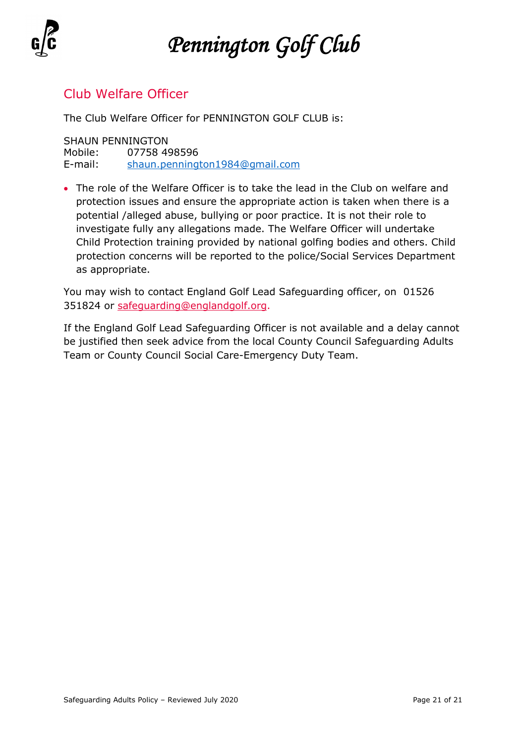## Club Welfare Officer

The Club Welfare Officer for PENNINGTON GOLF CLUB is:

SHAUN PENNINGTON
Mobile: 07758 498596
E-mail: shaun.pennington1984@gmail.com

- The role of the Welfare Officer is to take the lead in the Club on welfare and protection issues and ensure the appropriate action is taken when there is a potential /alleged abuse, bullying or poor practice. It is not their role to investigate fully any allegations made. The Welfare Officer will undertake Child Protection training provided by national golfing bodies and others. Child protection concerns will be reported to the police/Social Services Department as appropriate.

You may wish to contact England Golf Lead Safeguarding officer, on 01526 351824 or safeguarding@englandgolf.org.

If the England Golf Lead Safeguarding Officer is not available and a delay cannot be justified then seek advice from the local County Council Safeguarding Adults Team or County Council Social Care-Emergency Duty Team.